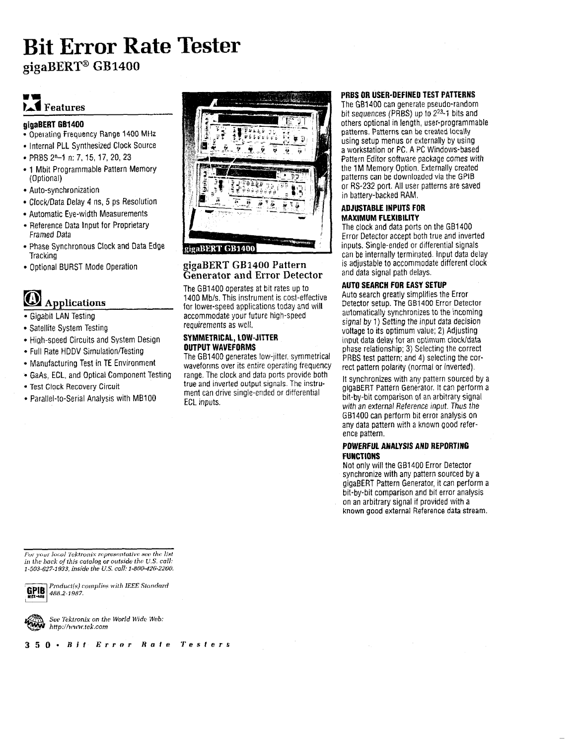# Bit Error Rate Tester

## gigaBERT® GB1400

### Features

**gigaBERT GB1400**

- Operating Frequency Range 1400 MHz
- Internal PLL Synthesized Clock Source
- PRBS $2^n$–1 n: 7, 15, 17, 20, 23
- 1 Mbit Programmable Pattern Memory (Optional)
- Auto-synchronization
- Clock/Data Delay 4 ns, 5 ps Resolution
- Automatic Eye-width Measurements
- Reference Data Input for Proprietary Framed Data
- Phase Synchronous Clock and Data Edge Tracking
- Optional BURST Mode Operation

### Applications

- Gigabit LAN Testing
- Satellite System Testing
- High-speed Circuits and System Design
- Full Rate HDDV Simulation/Testing
- Manufacturing Test in TE Environment
- GaAs, ECL, and Optical Component Testing
- Test Clock Recovery Circuit
- Parallel-to-Serial Analysis with MB100

gigaBERT GB1400

## gigaBERT GB1400 Pattern Generator and Error Detector

The GB1400 operates at bit rates up to 1400 Mb/s. This instrument is cost-effective for lower-speed applications today and will accommodate your future high-speed requirements as well.

**SYMMETRICAL, LOW-JITTER OUTPUT WAVEFORMS**

The GB1400 generates low-jitter, symmetrical waveforms over its entire operating frequency range. The clock and data ports provide both true and inverted output signals. The instrument can drive single-ended or differential ECL inputs.

**PRBS OR USER-DEFINED TEST PATTERNS**

The GB1400 can generate pseudo-random bit sequences (PRBS) up to $2^{23}$-1 bits and others optional in length, user-programmable patterns. Patterns can be created locally using setup menus or externally by using a workstation or PC. A PC Windows-based Pattern Editor software package comes with the 1M Memory Option. Externally created patterns can be downloaded via the GPIB or RS-232 port. All user patterns are saved in battery-backed RAM.

**ADJUSTABLE INPUTS FOR MAXIMUM FLEXIBILITY**

The clock and data ports on the GB1400 Error Detector accept both true and inverted inputs. Single-ended or differential signals can be internally terminated. Input data delay is adjustable to accommodate different clock and data signal path delays.

**AUTO SEARCH FOR EASY SETUP**

Auto search greatly simplifies the Error Detector setup. The GB1400 Error Detector automatically synchronizes to the incoming signal by 1) Setting the input data decision voltage to its optimum value; 2) Adjusting input data delay for an optimum clock/data phase relationship; 3) Selecting the correct PRBS test pattern; and 4) selecting the correct pattern polarity (normal or inverted).

It synchronizes with any pattern sourced by a gigaBERT Pattern Generator. It can perform a bit-by-bit comparison of an arbitrary signal with an external Reference input. Thus the GB1400 can perform bit error analysis on any data pattern with a known good reference pattern.

**POWERFUL ANALYSIS AND REPORTING FUNCTIONS**

Not only will the GB1400 Error Detector synchronize with any pattern sourced by a gigaBERT Pattern Generator, it can perform a bit-by-bit comparison and bit error analysis on an arbitrary signal if provided with a known good external Reference data stream.

*For your local Tektronix representative see the list in the back of this catalog or outside the U.S. call: 1-503-627-1933, inside the U.S. call: 1-800-426-2200.*

*Product(s) complies with IEEE Standard 488.2-1987.*

*See Tektronix on the World Wide Web: http://www.tek.com*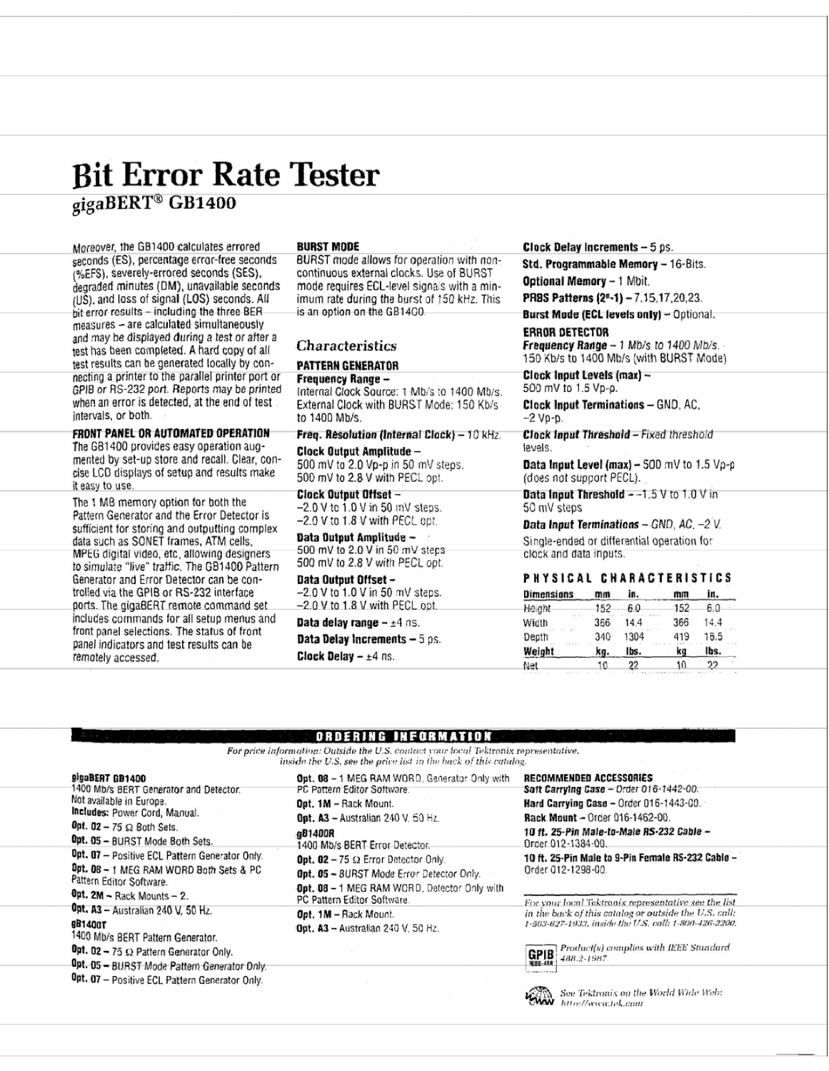# Bit Error Rate Tester

## gigaBERT® GB1400

Moreover, the GB1400 calculates errored seconds (ES), percentage error-free seconds (%EFS), severely-errored seconds (SES), degraded minutes (DM), unavailable seconds (US), and loss of signal (LOS) seconds. All bit error results – including the three BER measures – are calculated simultaneously and may be displayed during a test or after a test has been completed. A hard copy of all test results can be generated locally by connecting a printer to the parallel printer port or GPIB or RS-232 port. Reports may be printed when an error is detected, at the end of test intervals, or both.

**FRONT PANEL OR AUTOMATED OPERATION**

The GB1400 provides easy operation augmented by set-up store and recall. Clear, concise LCD displays of setup and results make it easy to use.

The 1 MB memory option for both the Pattern Generator and the Error Detector is sufficient for storing and outputting complex data such as SONET frames, ATM cells, MPEG digital video, etc, allowing designers to simulate "live" traffic. The GB1400 Pattern Generator and Error Detector can be controlled via the GPIB or RS-232 interface ports. The gigaBERT remote command set includes commands for all setup menus and front panel selections. The status of front panel indicators and test results can be remotely accessed.

**BURST MODE**

BURST mode allows for operation with non-continuous external clocks. Use of BURST mode requires ECL-level signals with a minimum rate during the burst of 150 kHz. This is an option on the GB1400.

## Characteristics

**PATTERN GENERATOR**

**Frequency Range –**
Internal Clock Source: 1 Mb/s to 1400 Mb/s.
External Clock with BURST Mode: 150 Kb/s to 1400 Mb/s.

**Freq. Resolution (Internal Clock)** – 10 kHz.

**Clock Output Amplitude –**
500 mV to 2.0 Vp-p in 50 mV steps.
500 mV to 2.8 V with PECL opt.

**Clock Output Offset –**
–2.0 V to 1.0 V in 50 mV steps.
–2.0 V to 1.8 V with PECL opt.

**Data Output Amplitude –**
500 mV to 2.0 V in 50 mV steps
500 mV to 2.8 V with PECL opt.

**Data Output Offset –**
–2.0 V to 1.0 V in 50 mV steps.
–2.0 V to 1.8 V with PECL opt.

**Data delay range** – ±4 ns.

**Data Delay Increments** – 5 ps.

**Clock Delay** – ±4 ns.

**Clock Delay Increments** – 5 ps.

**Std. Programmable Memory** – 16-Bits.

**Optional Memory** – 1 Mbit.

**PRBS Patterns ($2^n$-1)** – 7,15,17,20,23.

**Burst Mode (ECL levels only)** – Optional.

**ERROR DETECTOR**

**Frequency Range** – 1 Mb/s to 1400 Mb/s.
150 Kb/s to 1400 Mb/s (with BURST Mode)

**Clock Input Levels (max)** –
500 mV to 1.5 Vp-p.

**Clock Input Terminations** – GND, AC, –2 Vp-p.

**Clock Input Threshold** – Fixed threshold levels.

**Data Input Level (max)** – 500 mV to 1.5 Vp-p (does not support PECL).

**Data Input Threshold** – –1.5 V to 1.0 V in 50 mV steps

**Data Input Terminations** – GND, AC, –2 V.

Single-ended or differential operation for clock and data inputs.

### PHYSICAL CHARACTERISTICS

| Dimensions | mm | in. | mm | in. |
|---|---|---|---|---|
| Height | 152 | 6.0 | 152 | 6.0 |
| Width | 366 | 14.4 | 366 | 14.4 |
| Depth | 340 | 1304 | 419 | 16.5 |
| **Weight** | **kg.** | **lbs.** | **kg** | **lbs.** |
| Net | 10 | 22 | 10 | 22 |

## ORDERING INFORMATION

*For price information: Outside the U.S. contact your local Tektronix representative, inside the U.S. see the price list in the back of this catalog.*

**gigaBERT GB1400**
1400 Mb/s BERT Generator and Detector.
Not available in Europe.
**Includes:** Power Cord, Manual.
**Opt. 02** – 75 Ω Both Sets.
**Opt. 05** – BURST Mode Both Sets.
**Opt. 07** – Positive ECL Pattern Generator Only.
**Opt. 08** – 1 MEG RAM WORD Both Sets & PC Pattern Editor Software.
**Opt. 2M** – Rack Mounts – 2.
**Opt. A3** – Australian 240 V, 50 Hz.

**gB1400T**
1400 Mb/s BERT Pattern Generator.
**Opt. 02** – 75 Ω Pattern Generator Only.
**Opt. 05** – BURST Mode Pattern Generator Only.
**Opt. 07** – Positive ECL Pattern Generator Only.
**Opt. 08** – 1 MEG RAM WORD, Generator Only with PC Pattern Editor Software.
**Opt. 1M** – Rack Mount.
**Opt. A3** – Australian 240 V, 50 Hz.

**gB1400R**
1400 Mb/s BERT Error Detector.
**Opt. 02** – 75 Ω Error Detector Only.
**Opt. 05** – BURST Mode Error Detector Only.
**Opt. 08** – 1 MEG RAM WORD, Detector Only with PC Pattern Editor Software.
**Opt. 1M** – Rack Mount.
**Opt. A3** – Australian 240 V, 50 Hz.

**RECOMMENDED ACCESSORIES**
**Soft Carrying Case** – Order 016-1442-00.
**Hard Carrying Case** – Order 016-1443-00.
**Rack Mount** – Order 016-1462-00.
**10 ft. 25-Pin Male-to-Male RS-232 Cable** – Order 012-1384-00.
**10 ft. 25-Pin Male to 9-Pin Female RS-232 Cable** – Order 012-1298-00.

*For your local Tektronix representative see the list in the back of this catalog or outside the U.S. call: 1-503-627-1933, inside the U.S. call: 1-800-426-2200.*

GPIB IEEE-488 — *Product(s) complies with IEEE Standard 488.2-1987*

WWW — *See Tektronix on the World Wide Web: http://www.tek.com*